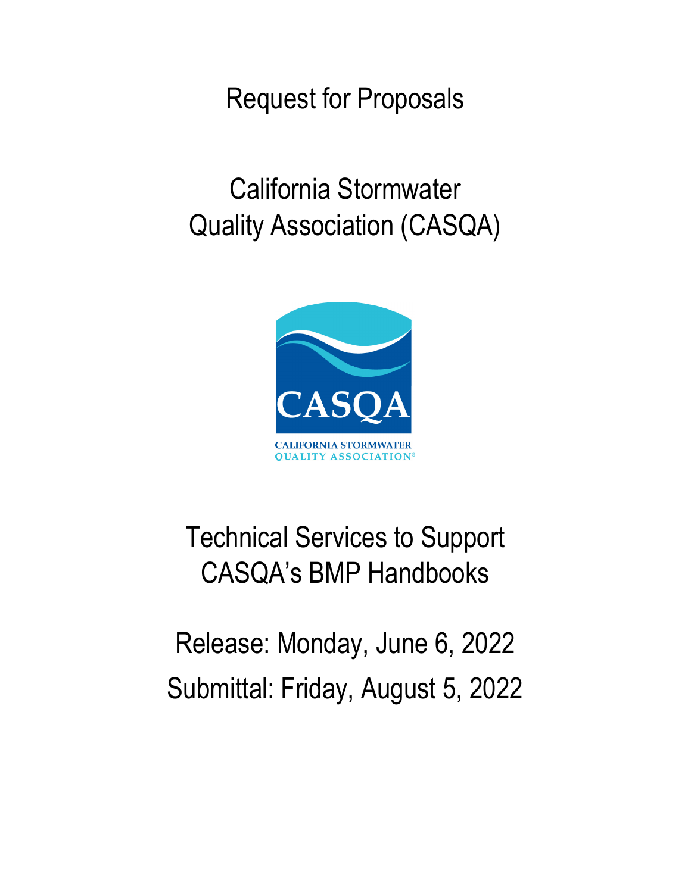# Request for Proposals

# California Stormwater Quality Association (CASQA)

# Technical Services to Support CASQA's BMP Handbooks

Release: Monday, June 6, 2022

Submittal: Friday, August 5, 2022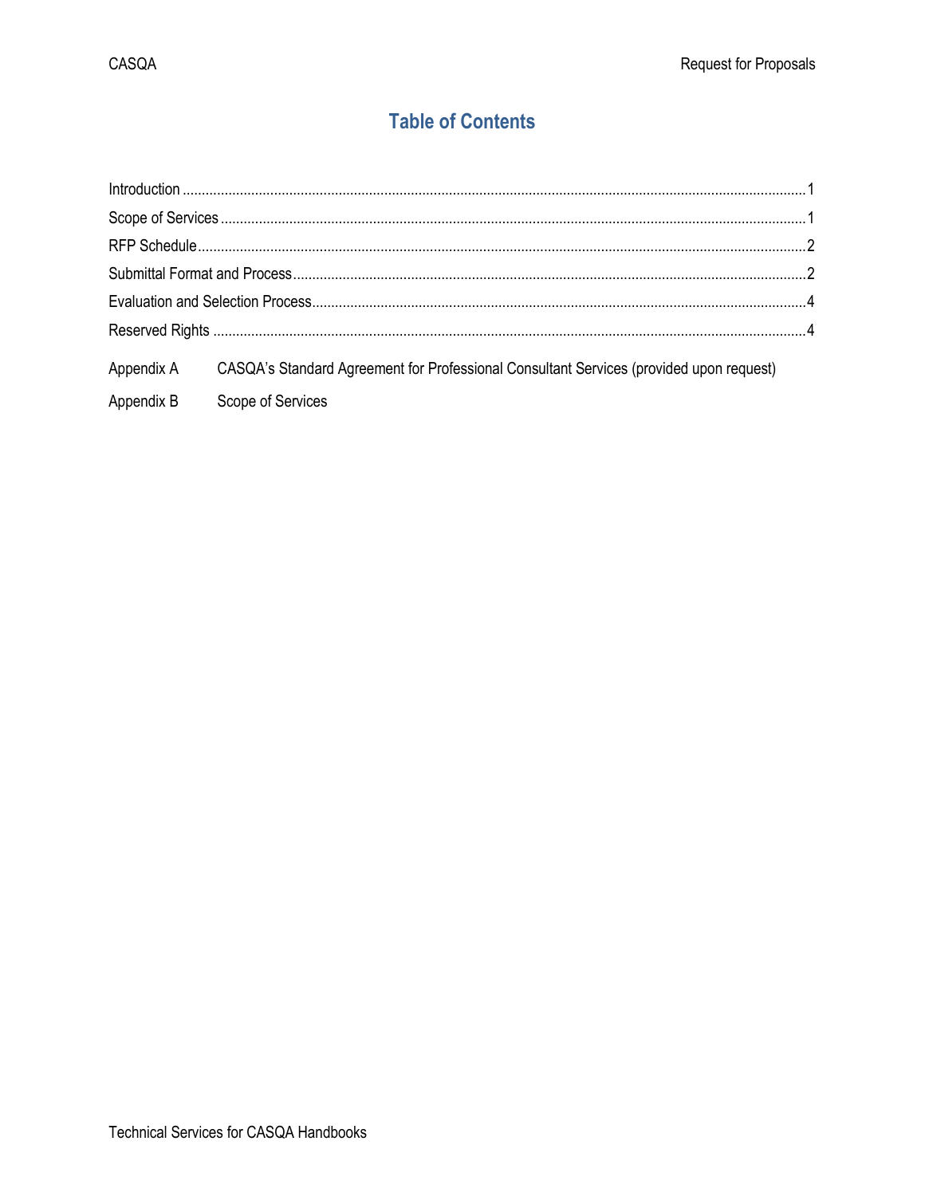# Table of Contents

Introduction .......................................................................................................................................... 1

Scope of Services ................................................................................................................................. 1

RFP Schedule ........................................................................................................................................ 2

Submittal Format and Process .............................................................................................................. 2

Evaluation and Selection Process ........................................................................................................ 4

Reserved Rights .................................................................................................................................... 4

Appendix A CASQA's Standard Agreement for Professional Consultant Services (provided upon request)

Appendix B Scope of Services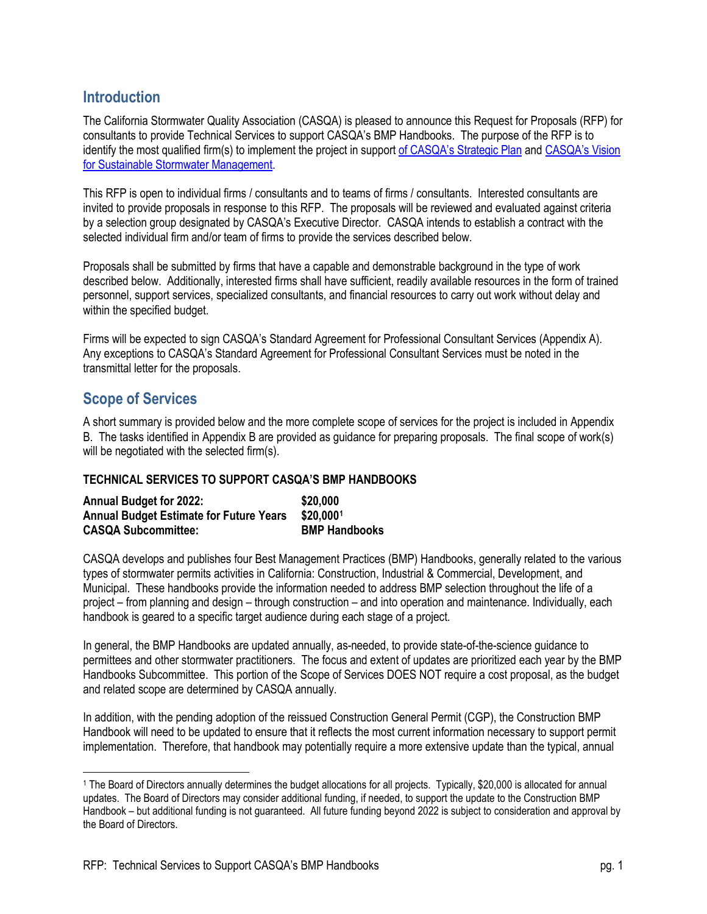## Introduction

The California Stormwater Quality Association (CASQA) is pleased to announce this Request for Proposals (RFP) for consultants to provide Technical Services to support CASQA's BMP Handbooks. The purpose of the RFP is to identify the most qualified firm(s) to implement the project in support of CASQA's Strategic Plan and CASQA's Vision for Sustainable Stormwater Management.

This RFP is open to individual firms / consultants and to teams of firms / consultants. Interested consultants are invited to provide proposals in response to this RFP. The proposals will be reviewed and evaluated against criteria by a selection group designated by CASQA's Executive Director. CASQA intends to establish a contract with the selected individual firm and/or team of firms to provide the services described below.

Proposals shall be submitted by firms that have a capable and demonstrable background in the type of work described below. Additionally, interested firms shall have sufficient, readily available resources in the form of trained personnel, support services, specialized consultants, and financial resources to carry out work without delay and within the specified budget.

Firms will be expected to sign CASQA's Standard Agreement for Professional Consultant Services (Appendix A). Any exceptions to CASQA's Standard Agreement for Professional Consultant Services must be noted in the transmittal letter for the proposals.

## Scope of Services

A short summary is provided below and the more complete scope of services for the project is included in Appendix B. The tasks identified in Appendix B are provided as guidance for preparing proposals. The final scope of work(s) will be negotiated with the selected firm(s).

### TECHNICAL SERVICES TO SUPPORT CASQA'S BMP HANDBOOKS

| | |
|---|---|
| **Annual Budget for 2022:** | **$20,000** |
| **Annual Budget Estimate for Future Years** | **$20,000**[1] |
| **CASQA Subcommittee:** | **BMP Handbooks** |

CASQA develops and publishes four Best Management Practices (BMP) Handbooks, generally related to the various types of stormwater permits activities in California: Construction, Industrial & Commercial, Development, and Municipal. These handbooks provide the information needed to address BMP selection throughout the life of a project – from planning and design – through construction – and into operation and maintenance. Individually, each handbook is geared to a specific target audience during each stage of a project.

In general, the BMP Handbooks are updated annually, as-needed, to provide state-of-the-science guidance to permittees and other stormwater practitioners. The focus and extent of updates are prioritized each year by the BMP Handbooks Subcommittee. This portion of the Scope of Services DOES NOT require a cost proposal, as the budget and related scope are determined by CASQA annually.

In addition, with the pending adoption of the reissued Construction General Permit (CGP), the Construction BMP Handbook will need to be updated to ensure that it reflects the most current information necessary to support permit implementation. Therefore, that handbook may potentially require a more extensive update than the typical, annual

[1] The Board of Directors annually determines the budget allocations for all projects. Typically, $20,000 is allocated for annual updates. The Board of Directors may consider additional funding, if needed, to support the update to the Construction BMP Handbook – but additional funding is not guaranteed. All future funding beyond 2022 is subject to consideration and approval by the Board of Directors.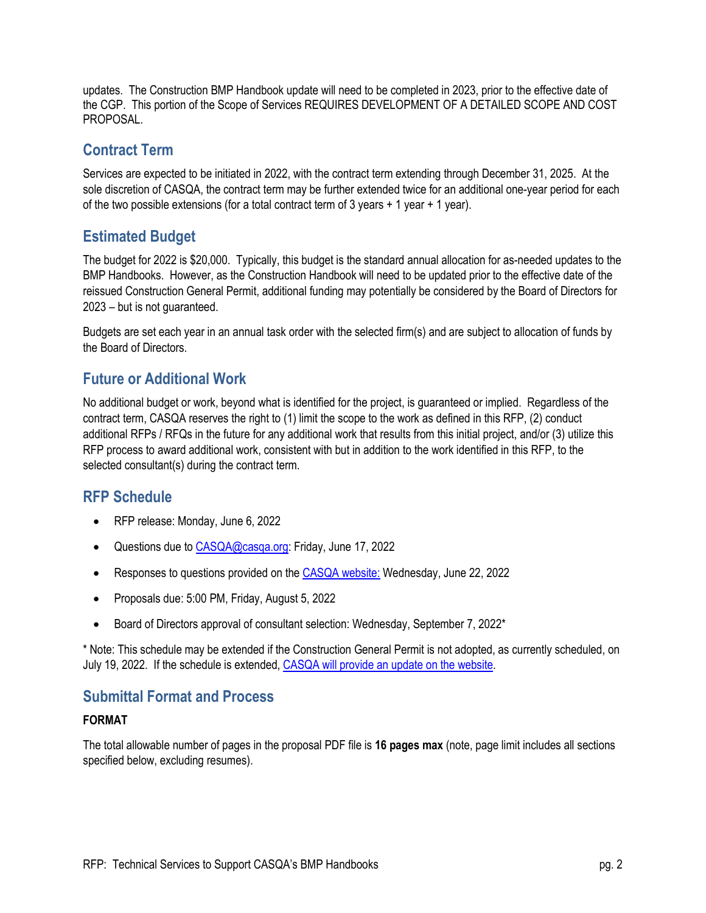updates. The Construction BMP Handbook update will need to be completed in 2023, prior to the effective date of the CGP. This portion of the Scope of Services REQUIRES DEVELOPMENT OF A DETAILED SCOPE AND COST PROPOSAL.

## Contract Term

Services are expected to be initiated in 2022, with the contract term extending through December 31, 2025. At the sole discretion of CASQA, the contract term may be further extended twice for an additional one-year period for each of the two possible extensions (for a total contract term of 3 years + 1 year + 1 year).

## Estimated Budget

The budget for 2022 is $20,000. Typically, this budget is the standard annual allocation for as-needed updates to the BMP Handbooks. However, as the Construction Handbook will need to be updated prior to the effective date of the reissued Construction General Permit, additional funding may potentially be considered by the Board of Directors for 2023 – but is not guaranteed.

Budgets are set each year in an annual task order with the selected firm(s) and are subject to allocation of funds by the Board of Directors.

## Future or Additional Work

No additional budget or work, beyond what is identified for the project, is guaranteed or implied. Regardless of the contract term, CASQA reserves the right to (1) limit the scope to the work as defined in this RFP, (2) conduct additional RFPs / RFQs in the future for any additional work that results from this initial project, and/or (3) utilize this RFP process to award additional work, consistent with but in addition to the work identified in this RFP, to the selected consultant(s) during the contract term.

## RFP Schedule

- RFP release: Monday, June 6, 2022
- Questions due to CASQA@casqa.org: Friday, June 17, 2022
- Responses to questions provided on the CASQA website: Wednesday, June 22, 2022
- Proposals due: 5:00 PM, Friday, August 5, 2022
- Board of Directors approval of consultant selection: Wednesday, September 7, 2022*

* Note: This schedule may be extended if the Construction General Permit is not adopted, as currently scheduled, on July 19, 2022. If the schedule is extended, CASQA will provide an update on the website.

## Submittal Format and Process

### FORMAT

The total allowable number of pages in the proposal PDF file is **16 pages max** (note, page limit includes all sections specified below, excluding resumes).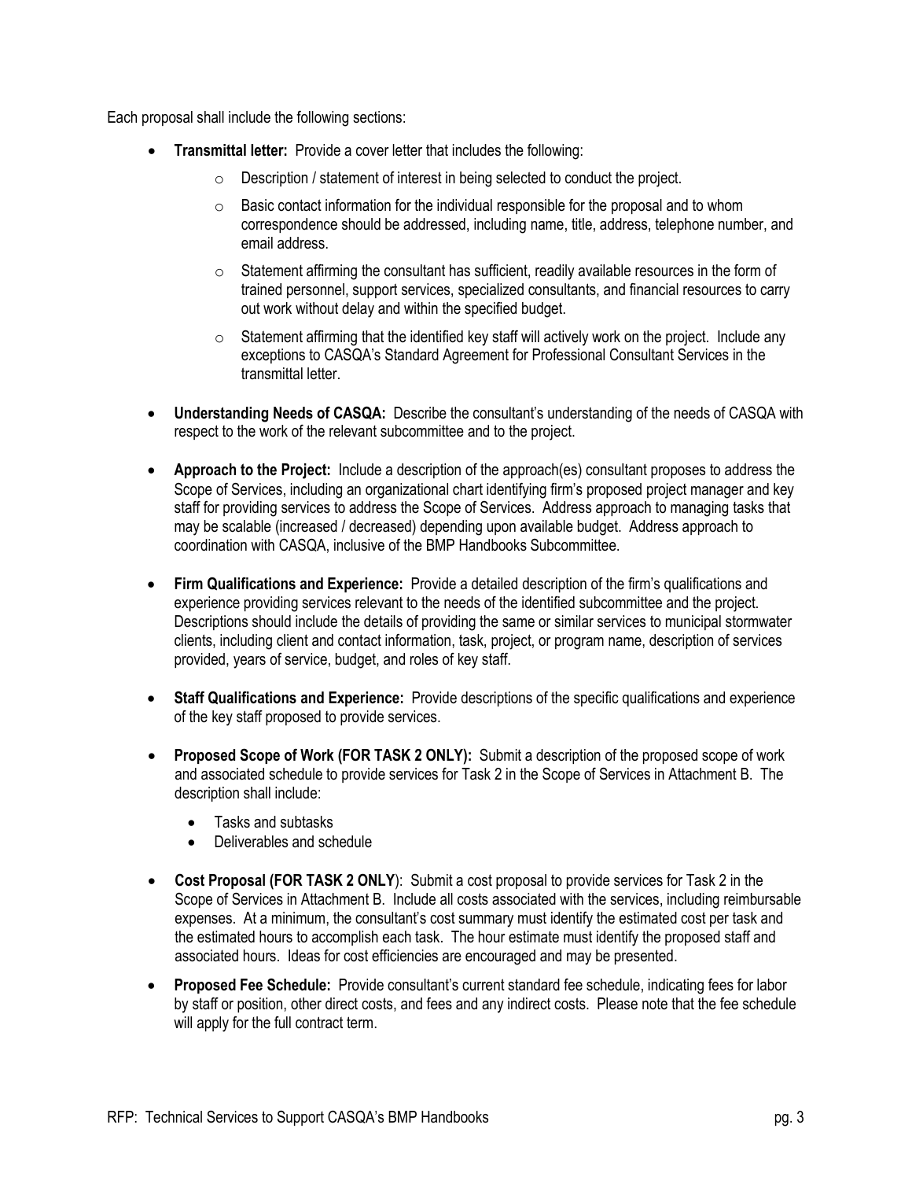Each proposal shall include the following sections:

- **Transmittal letter:** Provide a cover letter that includes the following:
  - Description / statement of interest in being selected to conduct the project.
  - Basic contact information for the individual responsible for the proposal and to whom correspondence should be addressed, including name, title, address, telephone number, and email address.
  - Statement affirming the consultant has sufficient, readily available resources in the form of trained personnel, support services, specialized consultants, and financial resources to carry out work without delay and within the specified budget.
  - Statement affirming that the identified key staff will actively work on the project. Include any exceptions to CASQA's Standard Agreement for Professional Consultant Services in the transmittal letter.
- **Understanding Needs of CASQA:** Describe the consultant's understanding of the needs of CASQA with respect to the work of the relevant subcommittee and to the project.
- **Approach to the Project:** Include a description of the approach(es) consultant proposes to address the Scope of Services, including an organizational chart identifying firm's proposed project manager and key staff for providing services to address the Scope of Services. Address approach to managing tasks that may be scalable (increased / decreased) depending upon available budget. Address approach to coordination with CASQA, inclusive of the BMP Handbooks Subcommittee.
- **Firm Qualifications and Experience:** Provide a detailed description of the firm's qualifications and experience providing services relevant to the needs of the identified subcommittee and the project. Descriptions should include the details of providing the same or similar services to municipal stormwater clients, including client and contact information, task, project, or program name, description of services provided, years of service, budget, and roles of key staff.
- **Staff Qualifications and Experience:** Provide descriptions of the specific qualifications and experience of the key staff proposed to provide services.
- **Proposed Scope of Work (FOR TASK 2 ONLY):** Submit a description of the proposed scope of work and associated schedule to provide services for Task 2 in the Scope of Services in Attachment B. The description shall include:
  - Tasks and subtasks
  - Deliverables and schedule
- **Cost Proposal (FOR TASK 2 ONLY)**: Submit a cost proposal to provide services for Task 2 in the Scope of Services in Attachment B. Include all costs associated with the services, including reimbursable expenses. At a minimum, the consultant's cost summary must identify the estimated cost per task and the estimated hours to accomplish each task. The hour estimate must identify the proposed staff and associated hours. Ideas for cost efficiencies are encouraged and may be presented.
- **Proposed Fee Schedule:** Provide consultant's current standard fee schedule, indicating fees for labor by staff or position, other direct costs, and fees and any indirect costs. Please note that the fee schedule will apply for the full contract term.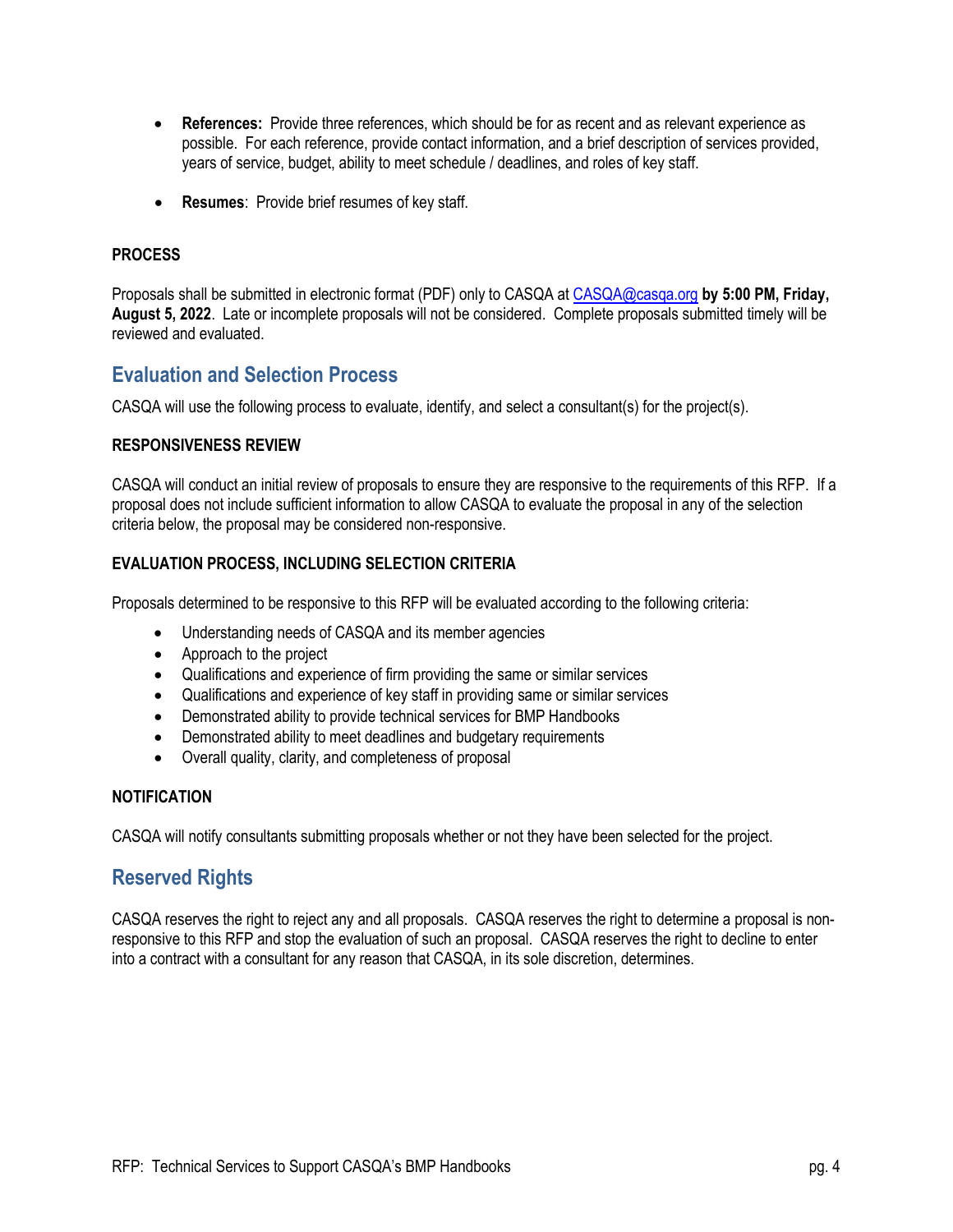- **References:** Provide three references, which should be for as recent and as relevant experience as possible. For each reference, provide contact information, and a brief description of services provided, years of service, budget, ability to meet schedule / deadlines, and roles of key staff.

- **Resumes**: Provide brief resumes of key staff.

#### PROCESS

Proposals shall be submitted in electronic format (PDF) only to CASQA at CASQA@casqa.org **by 5:00 PM, Friday, August 5, 2022**. Late or incomplete proposals will not be considered. Complete proposals submitted timely will be reviewed and evaluated.

## Evaluation and Selection Process

CASQA will use the following process to evaluate, identify, and select a consultant(s) for the project(s).

#### RESPONSIVENESS REVIEW

CASQA will conduct an initial review of proposals to ensure they are responsive to the requirements of this RFP. If a proposal does not include sufficient information to allow CASQA to evaluate the proposal in any of the selection criteria below, the proposal may be considered non-responsive.

#### EVALUATION PROCESS, INCLUDING SELECTION CRITERIA

Proposals determined to be responsive to this RFP will be evaluated according to the following criteria:

- Understanding needs of CASQA and its member agencies
- Approach to the project
- Qualifications and experience of firm providing the same or similar services
- Qualifications and experience of key staff in providing same or similar services
- Demonstrated ability to provide technical services for BMP Handbooks
- Demonstrated ability to meet deadlines and budgetary requirements
- Overall quality, clarity, and completeness of proposal

#### NOTIFICATION

CASQA will notify consultants submitting proposals whether or not they have been selected for the project.

## Reserved Rights

CASQA reserves the right to reject any and all proposals. CASQA reserves the right to determine a proposal is non-responsive to this RFP and stop the evaluation of such an proposal. CASQA reserves the right to decline to enter into a contract with a consultant for any reason that CASQA, in its sole discretion, determines.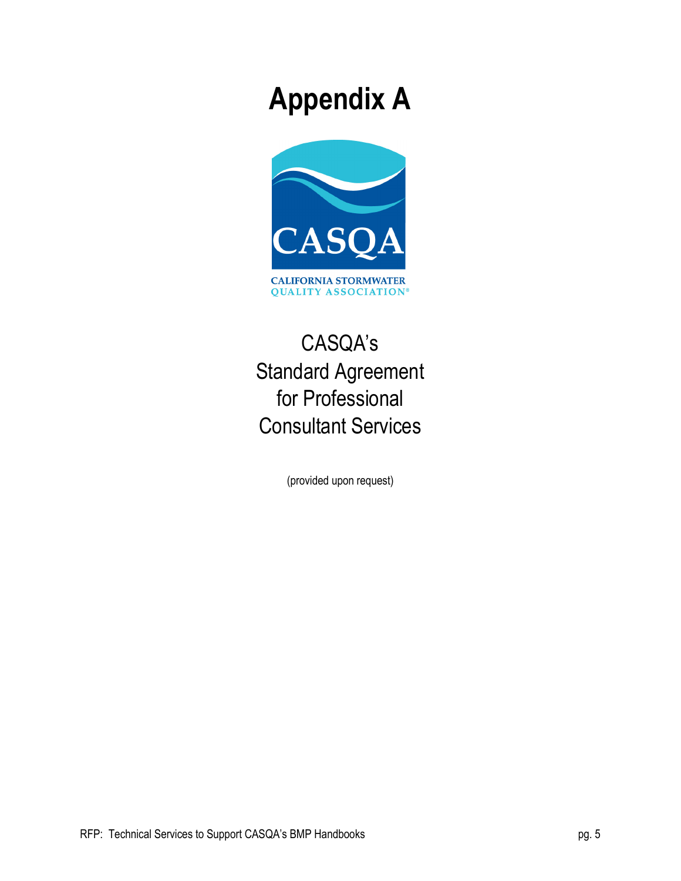# Appendix A

CALIFORNIA STORMWATER QUALITY ASSOCIATION®

CASQA's
Standard Agreement
for Professional
Consultant Services

(provided upon request)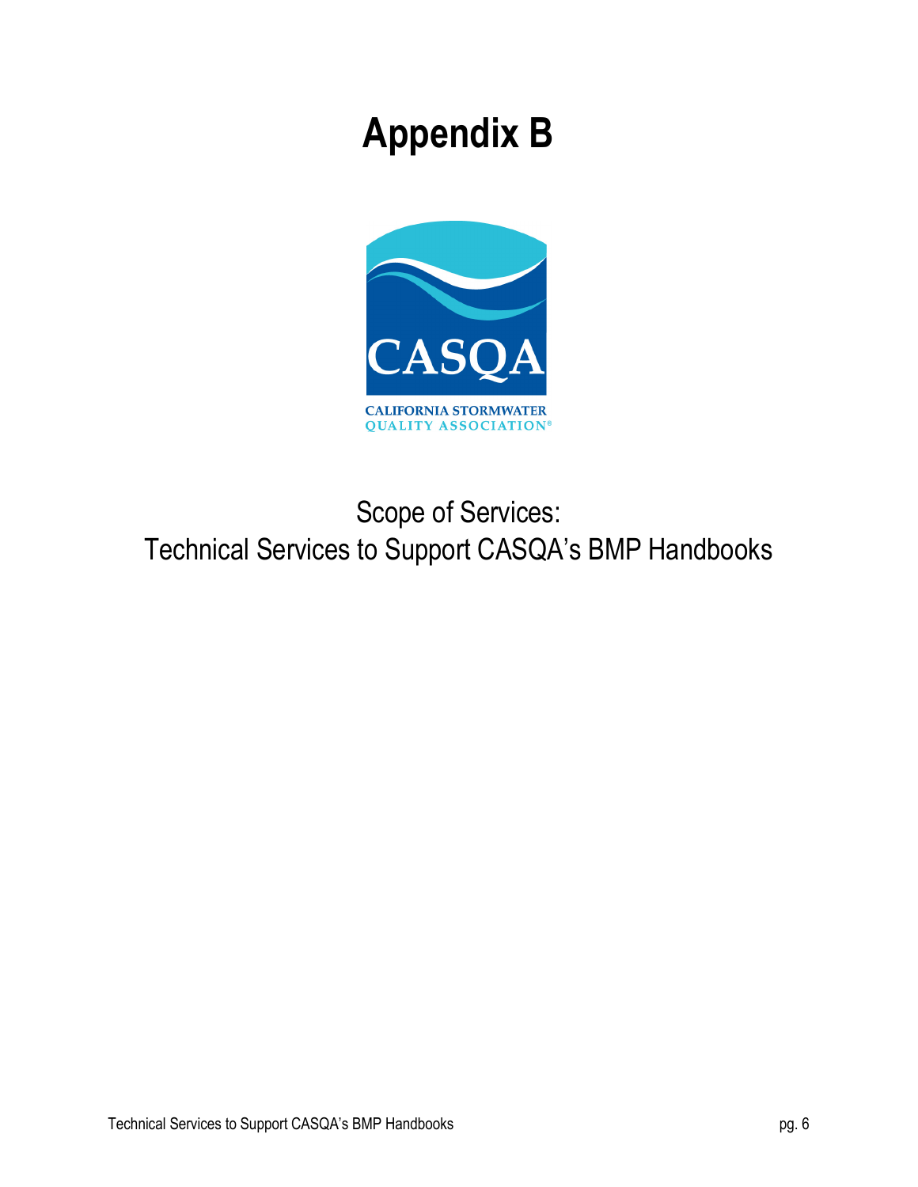# Appendix B

CASQA

CALIFORNIA STORMWATER QUALITY ASSOCIATION®

Scope of Services:
Technical Services to Support CASQA's BMP Handbooks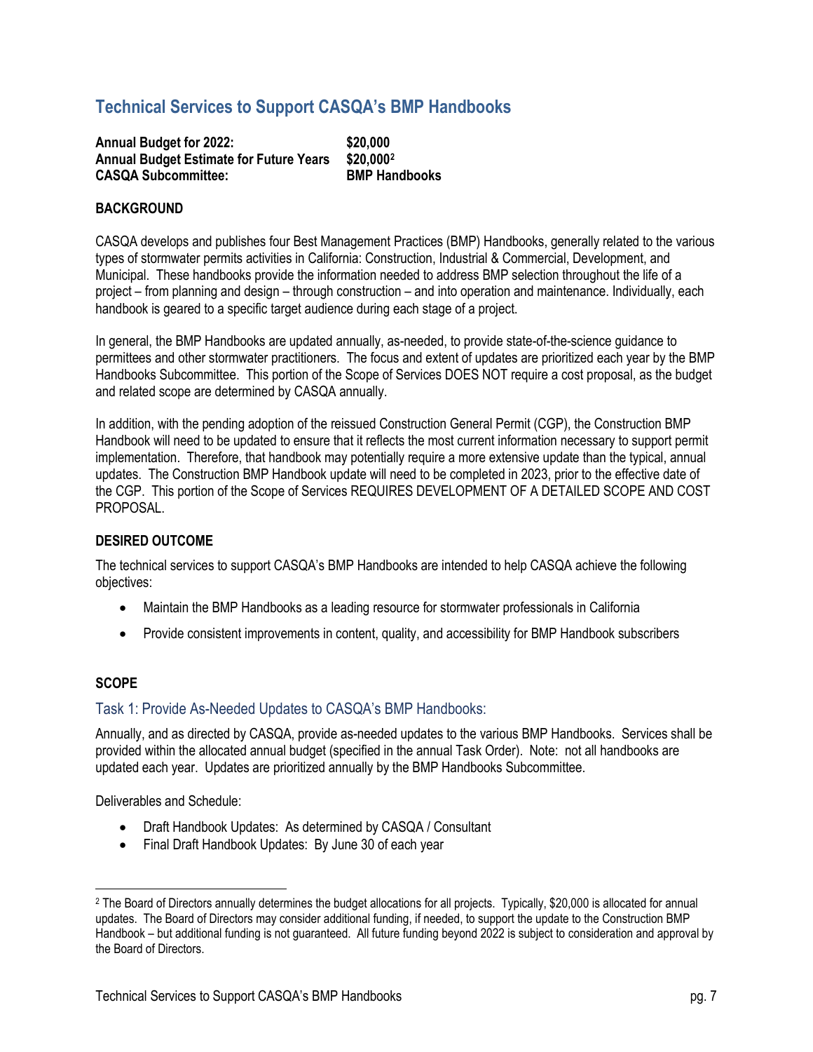## Technical Services to Support CASQA's BMP Handbooks

**Annual Budget for 2022:** **$20,000**
**Annual Budget Estimate for Future Years** **$20,000**[2]
**CASQA Subcommittee:** **BMP Handbooks**

**BACKGROUND**

CASQA develops and publishes four Best Management Practices (BMP) Handbooks, generally related to the various types of stormwater permits activities in California: Construction, Industrial & Commercial, Development, and Municipal. These handbooks provide the information needed to address BMP selection throughout the life of a project – from planning and design – through construction – and into operation and maintenance. Individually, each handbook is geared to a specific target audience during each stage of a project.

In general, the BMP Handbooks are updated annually, as-needed, to provide state-of-the-science guidance to permittees and other stormwater practitioners. The focus and extent of updates are prioritized each year by the BMP Handbooks Subcommittee. This portion of the Scope of Services DOES NOT require a cost proposal, as the budget and related scope are determined by CASQA annually.

In addition, with the pending adoption of the reissued Construction General Permit (CGP), the Construction BMP Handbook will need to be updated to ensure that it reflects the most current information necessary to support permit implementation. Therefore, that handbook may potentially require a more extensive update than the typical, annual updates. The Construction BMP Handbook update will need to be completed in 2023, prior to the effective date of the CGP. This portion of the Scope of Services REQUIRES DEVELOPMENT OF A DETAILED SCOPE AND COST PROPOSAL.

**DESIRED OUTCOME**

The technical services to support CASQA's BMP Handbooks are intended to help CASQA achieve the following objectives:

- Maintain the BMP Handbooks as a leading resource for stormwater professionals in California
- Provide consistent improvements in content, quality, and accessibility for BMP Handbook subscribers

**SCOPE**

### Task 1: Provide As-Needed Updates to CASQA's BMP Handbooks:

Annually, and as directed by CASQA, provide as-needed updates to the various BMP Handbooks. Services shall be provided within the allocated annual budget (specified in the annual Task Order). Note: not all handbooks are updated each year. Updates are prioritized annually by the BMP Handbooks Subcommittee.

Deliverables and Schedule:

- Draft Handbook Updates: As determined by CASQA / Consultant
- Final Draft Handbook Updates: By June 30 of each year

[2] The Board of Directors annually determines the budget allocations for all projects. Typically, $20,000 is allocated for annual updates. The Board of Directors may consider additional funding, if needed, to support the update to the Construction BMP Handbook – but additional funding is not guaranteed. All future funding beyond 2022 is subject to consideration and approval by the Board of Directors.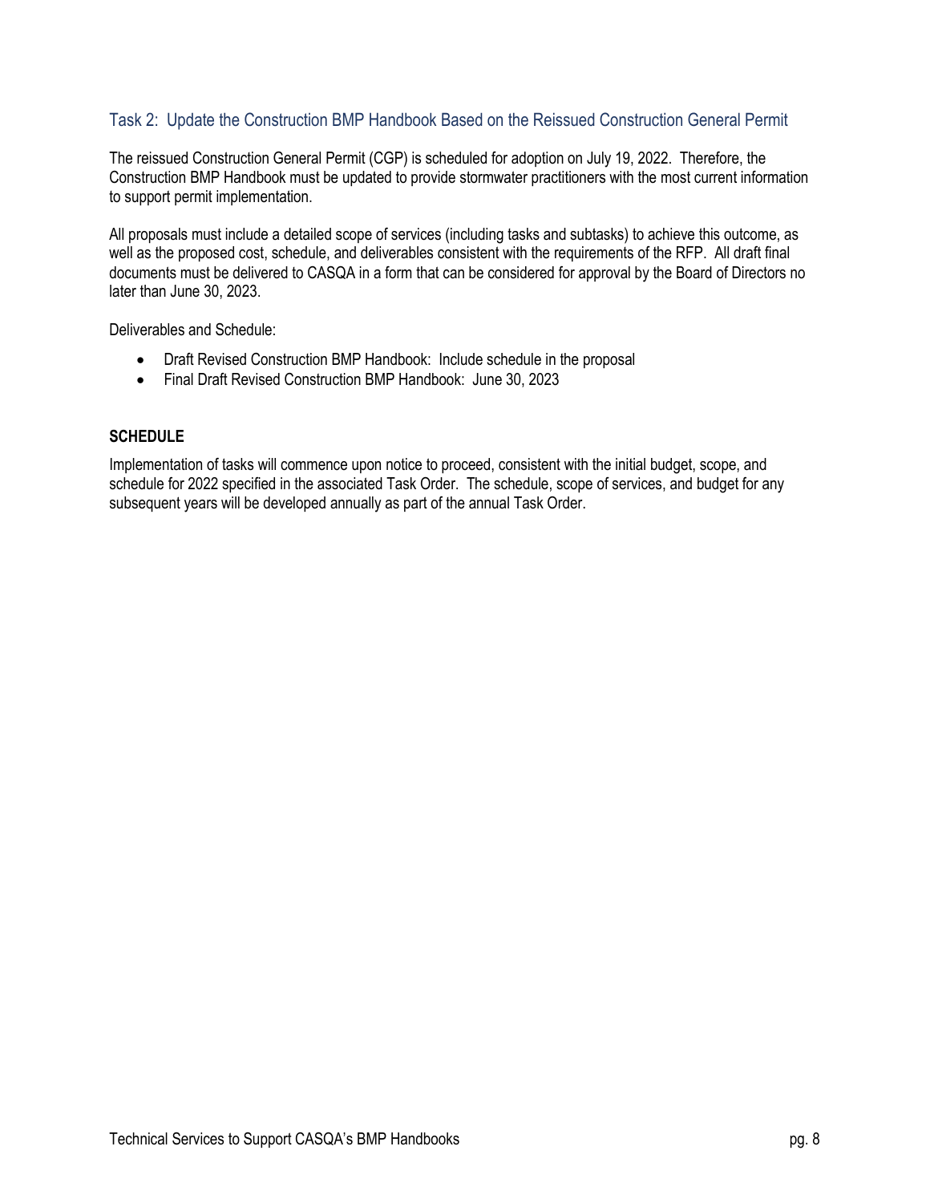### Task 2: Update the Construction BMP Handbook Based on the Reissued Construction General Permit

The reissued Construction General Permit (CGP) is scheduled for adoption on July 19, 2022. Therefore, the Construction BMP Handbook must be updated to provide stormwater practitioners with the most current information to support permit implementation.

All proposals must include a detailed scope of services (including tasks and subtasks) to achieve this outcome, as well as the proposed cost, schedule, and deliverables consistent with the requirements of the RFP. All draft final documents must be delivered to CASQA in a form that can be considered for approval by the Board of Directors no later than June 30, 2023.

Deliverables and Schedule:

- Draft Revised Construction BMP Handbook: Include schedule in the proposal
- Final Draft Revised Construction BMP Handbook: June 30, 2023

**SCHEDULE**

Implementation of tasks will commence upon notice to proceed, consistent with the initial budget, scope, and schedule for 2022 specified in the associated Task Order. The schedule, scope of services, and budget for any subsequent years will be developed annually as part of the annual Task Order.